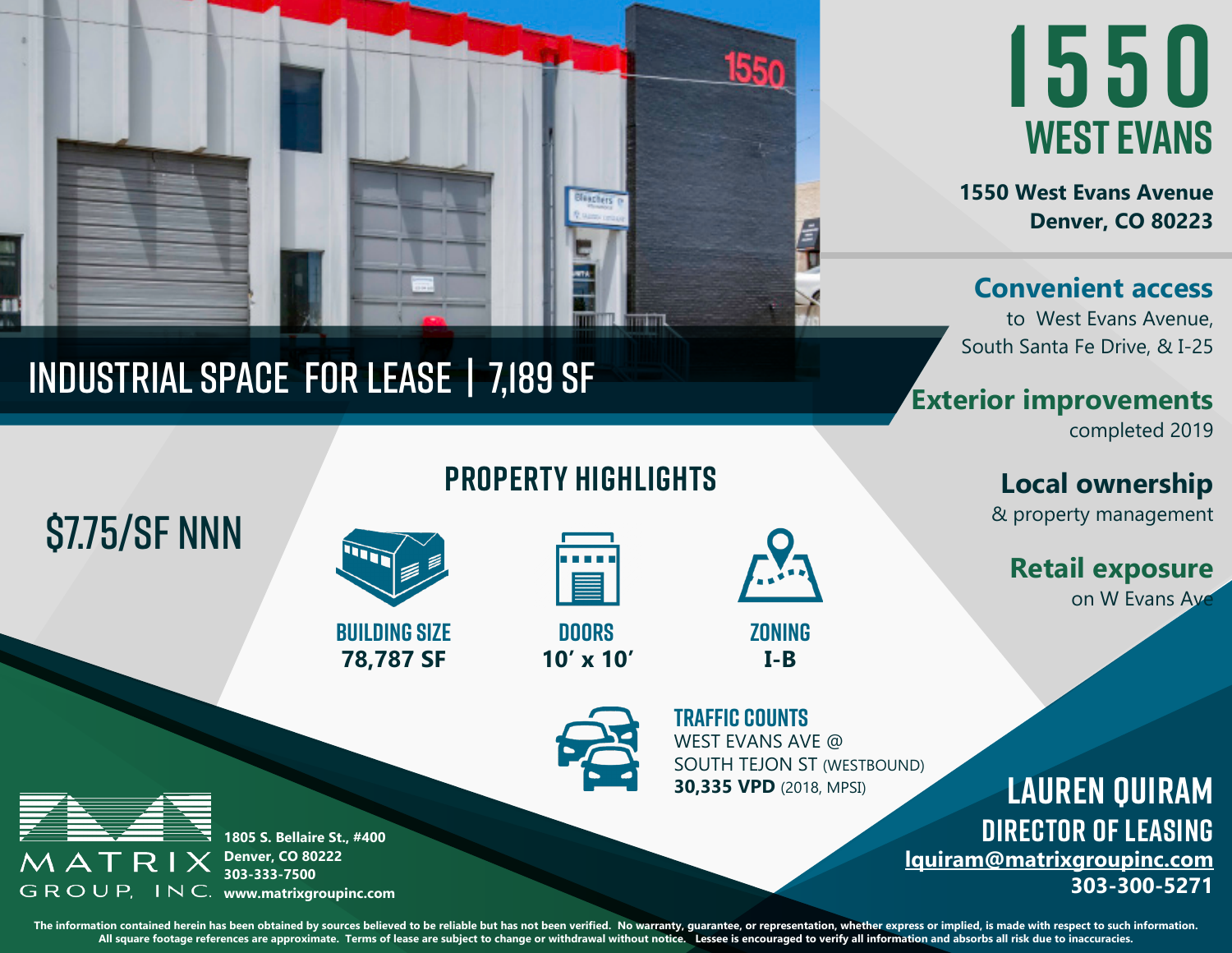# 1550 WEST EVANS

**1550 West Evans Avenue**
**Denver, CO 80223**

## INDUSTRIAL SPACE FOR LEASE | 7,189 SF

**Convenient access** to West Evans Avenue, South Santa Fe Drive, & I-25

**Exterior improvements** completed 2019

**Local ownership** & property management

**Retail exposure** on W Evans Ave

## $7.75/SF NNN

## PROPERTY HIGHLIGHTS

**BUILDING SIZE**
**78,787 SF**

**DOORS**
**10′ x 10′**

**ZONING**
**I-B**

**TRAFFIC COUNTS**
WEST EVANS AVE @
SOUTH TEJON ST (WESTBOUND)
**30,335 VPD** (2018, MPSI)

MATRIX GROUP, INC.
**1805 S. Bellaire St., #400**
**Denver, CO 80222**
**303-333-7500**
**www.matrixgroupinc.com**

**LAUREN QUIRAM**
**DIRECTOR OF LEASING**
**lquiram@matrixgroupinc.com**
**303-300-5271**

The information contained herein has been obtained by sources believed to be reliable but has not been verified. No warranty, guarantee, or representation, whether express or implied, is made with respect to such information. All square footage references are approximate. Terms of lease are subject to change or withdrawal without notice. Lessee is encouraged to verify all information and absorbs all risk due to inaccuracies.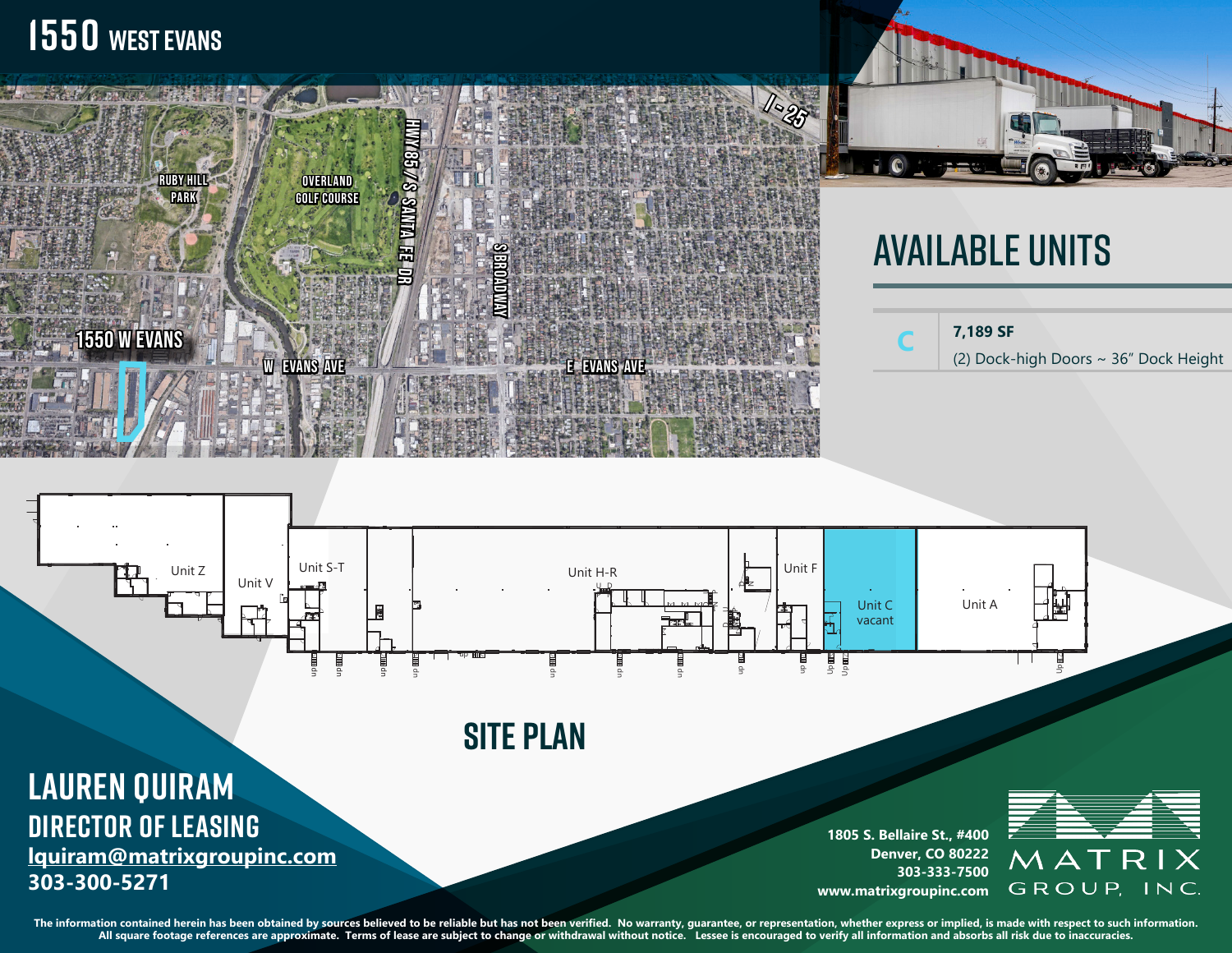# 1550 WEST EVANS

1550 W EVANS

RUBY HILL PARK

OVERLAND GOLF COURSE

HWY 85/S SANTA FE DR

S BROADWAY

I-25

W EVANS AVE

E EVANS AVE

## AVAILABLE UNITS

| | |
|---|---|
| C | **7,189 SF**<br>(2) Dock-high Doors ~ 36" Dock Height |

Unit Z

Unit V

Unit S-T

Unit H-R

Unit F

Unit C vacant

Unit A

## SITE PLAN

## LAUREN QUIRAM

### DIRECTOR OF LEASING

**lquiram@matrixgroupinc.com**

**303-300-5271**

**1805 S. Bellaire St., #400**
**Denver, CO 80222**
**303-333-7500**
**www.matrixgroupinc.com**

MATRIX GROUP, INC.

**The information contained herein has been obtained by sources believed to be reliable but has not been verified. No warranty, guarantee, or representation, whether express or implied, is made with respect to such information. All square footage references are approximate. Terms of lease are subject to change or withdrawal without notice. Lessee is encouraged to verify all information and absorbs all risk due to inaccuracies.**